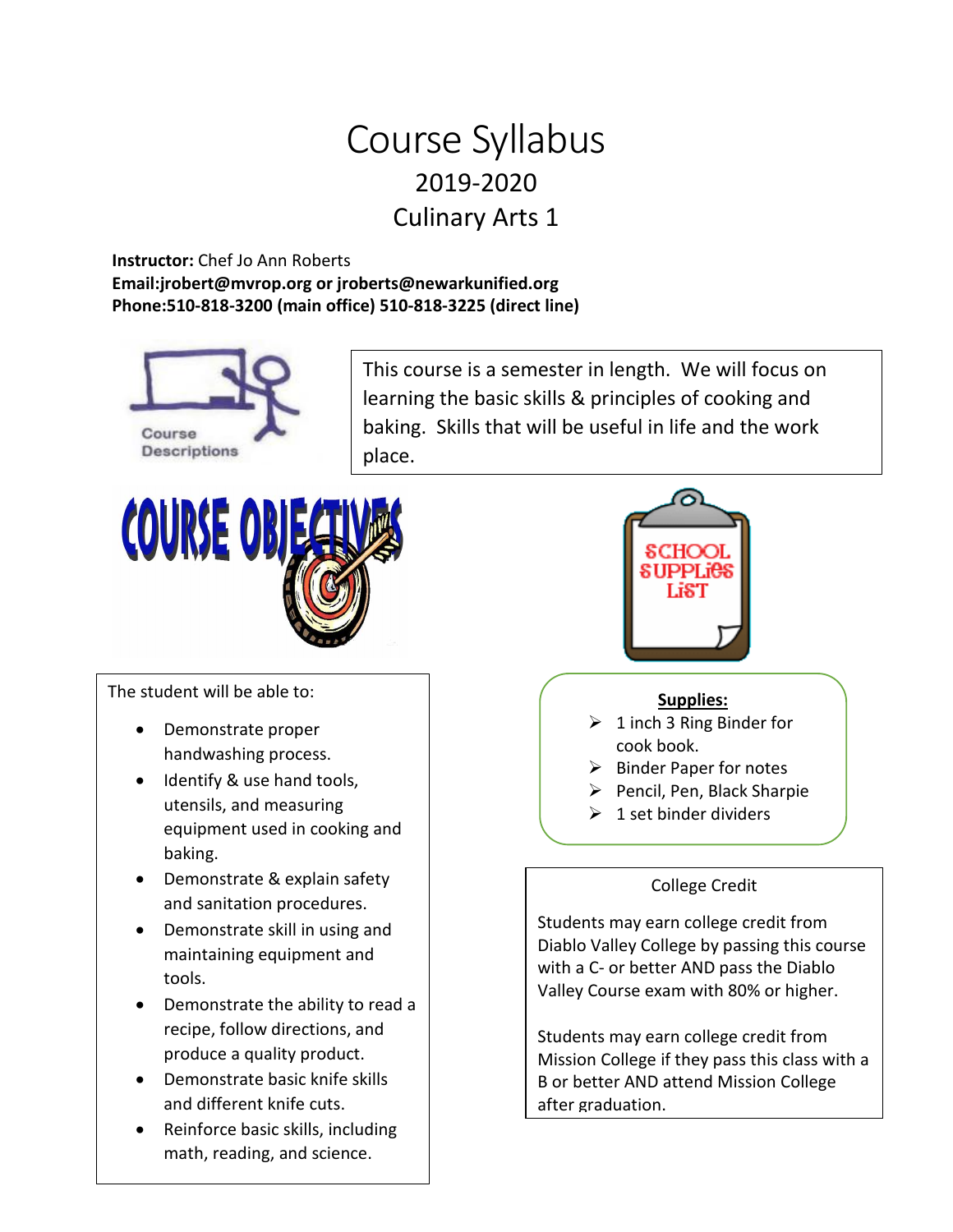# Course Syllabus

## 2019-2020

## Culinary Arts 1

**Instructor:** Chef Jo Ann Roberts
**Email:jrobert@mvrop.org or jroberts@newarkunified.org**
**Phone:510-818-3200 (main office) 510-818-3225 (direct line)**

Course Descriptions

This course is a semester in length. We will focus on learning the basic skills & principles of cooking and baking. Skills that will be useful in life and the work place.

COURSE OBJECTIVES

The student will be able to:

- Demonstrate proper handwashing process.
- Identify & use hand tools, utensils, and measuring equipment used in cooking and baking.
- Demonstrate & explain safety and sanitation procedures.
- Demonstrate skill in using and maintaining equipment and tools.
- Demonstrate the ability to read a recipe, follow directions, and produce a quality product.
- Demonstrate basic knife skills and different knife cuts.
- Reinforce basic skills, including math, reading, and science.

SCHOOL SUPPLIES LIST

**Supplies:**

- 1 inch 3 Ring Binder for cook book.
- Binder Paper for notes
- Pencil, Pen, Black Sharpie
- 1 set binder dividers

College Credit

Students may earn college credit from Diablo Valley College by passing this course with a C- or better AND pass the Diablo Valley Course exam with 80% or higher.

Students may earn college credit from Mission College if they pass this class with a B or better AND attend Mission College after graduation.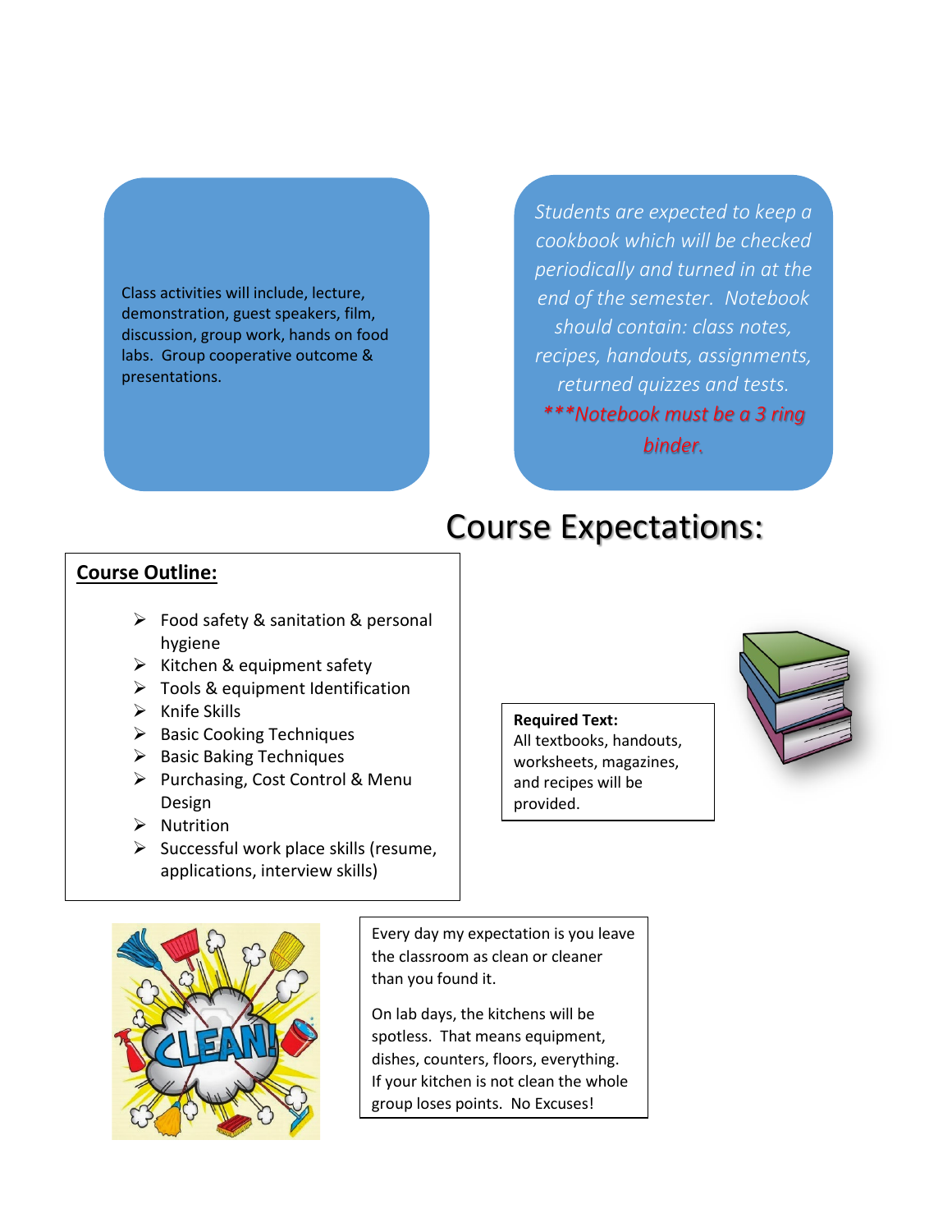Class activities will include, lecture, demonstration, guest speakers, film, discussion, group work, hands on food labs. Group cooperative outcome & presentations.

*Students are expected to keep a cookbook which will be checked periodically and turned in at the end of the semester. Notebook should contain: class notes, recipes, handouts, assignments, returned quizzes and tests.*

****Notebook must be a 3 ring binder.*

# Course Expectations:

**Course Outline:**

- Food safety & sanitation & personal hygiene
- Kitchen & equipment safety
- Tools & equipment Identification
- Knife Skills
- Basic Cooking Techniques
- Basic Baking Techniques
- Purchasing, Cost Control & Menu Design
- Nutrition
- Successful work place skills (resume, applications, interview skills)

**Required Text:**
All textbooks, handouts, worksheets, magazines, and recipes will be provided.

Every day my expectation is you leave the classroom as clean or cleaner than you found it.

On lab days, the kitchens will be spotless. That means equipment, dishes, counters, floors, everything. If your kitchen is not clean the whole group loses points. No Excuses!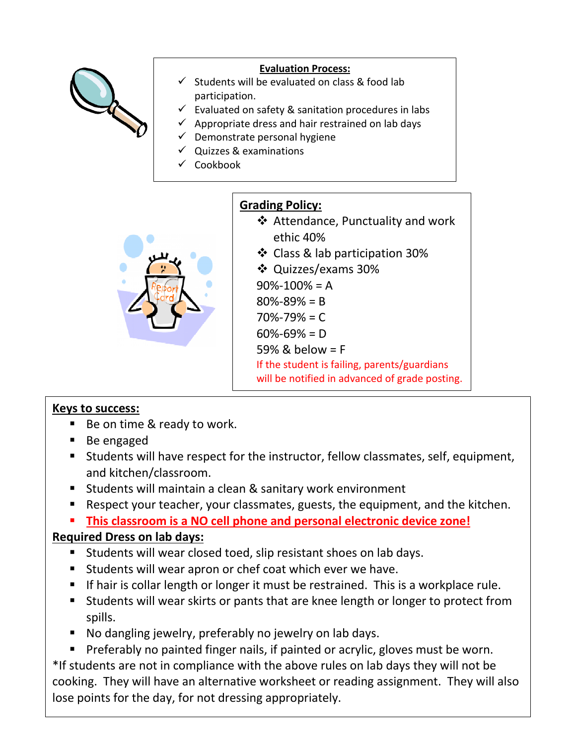**Evaluation Process:**

- ✓ Students will be evaluated on class & food lab participation.
- ✓ Evaluated on safety & sanitation procedures in labs
- ✓ Appropriate dress and hair restrained on lab days
- ✓ Demonstrate personal hygiene
- ✓ Quizzes & examinations
- ✓ Cookbook

**Grading Policy:**

- ❖ Attendance, Punctuality and work ethic 40%
- ❖ Class & lab participation 30%
- ❖ Quizzes/exams 30%

90%-100% = A

80%-89% = B

70%-79% = C

60%-69% = D

59% & below = F

If the student is failing, parents/guardians will be notified in advanced of grade posting.

**Keys to success:**

- Be on time & ready to work.
- Be engaged
- Students will have respect for the instructor, fellow classmates, self, equipment, and kitchen/classroom.
- Students will maintain a clean & sanitary work environment
- Respect your teacher, your classmates, guests, the equipment, and the kitchen.
- **This classroom is a NO cell phone and personal electronic device zone!**

**Required Dress on lab days:**

- Students will wear closed toed, slip resistant shoes on lab days.
- Students will wear apron or chef coat which ever we have.
- If hair is collar length or longer it must be restrained. This is a workplace rule.
- Students will wear skirts or pants that are knee length or longer to protect from spills.
- No dangling jewelry, preferably no jewelry on lab days.
- Preferably no painted finger nails, if painted or acrylic, gloves must be worn.

*If students are not in compliance with the above rules on lab days they will not be cooking. They will have an alternative worksheet or reading assignment. They will also lose points for the day, for not dressing appropriately.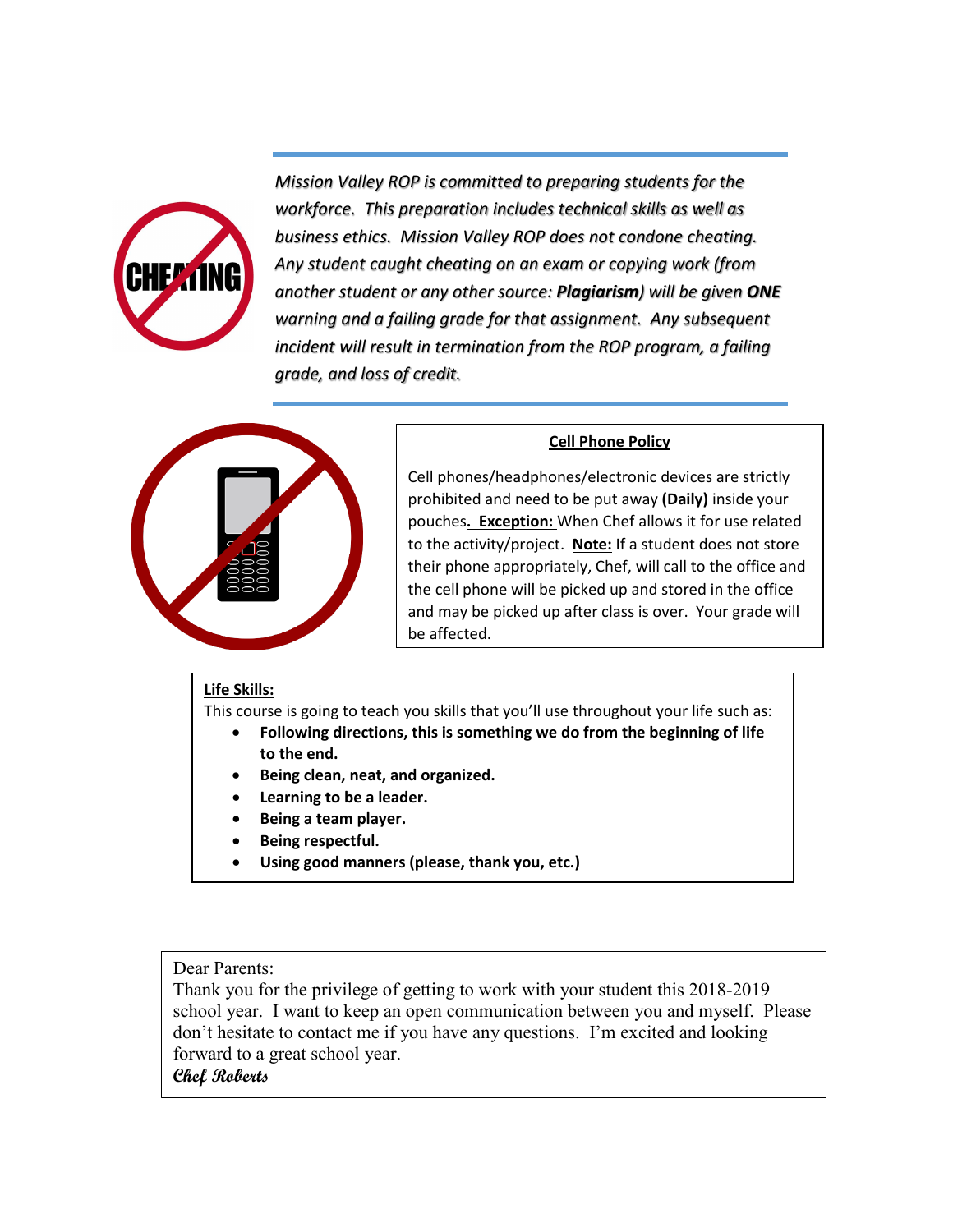*Mission Valley ROP is committed to preparing students for the workforce. This preparation includes technical skills as well as business ethics. Mission Valley ROP does not condone cheating. Any student caught cheating on an exam or copying work (from another student or any other source: **Plagiarism**) will be given **ONE** warning and a failing grade for that assignment. Any subsequent incident will result in termination from the ROP program, a failing grade, and loss of credit.*

**Cell Phone Policy**

Cell phones/headphones/electronic devices are strictly prohibited and need to be put away **(Daily)** inside your pouches**. Exception:** When Chef allows it for use related to the activity/project. **Note:** If a student does not store their phone appropriately, Chef, will call to the office and the cell phone will be picked up and stored in the office and may be picked up after class is over. Your grade will be affected.

**Life Skills:**

This course is going to teach you skills that you'll use throughout your life such as:

- **Following directions, this is something we do from the beginning of life to the end.**
- **Being clean, neat, and organized.**
- **Learning to be a leader.**
- **Being a team player.**
- **Being respectful.**
- **Using good manners (please, thank you, etc.)**

Dear Parents:

Thank you for the privilege of getting to work with your student this 2018-2019 school year. I want to keep an open communication between you and myself. Please don't hesitate to contact me if you have any questions. I'm excited and looking forward to a great school year.

**Chef Roberts**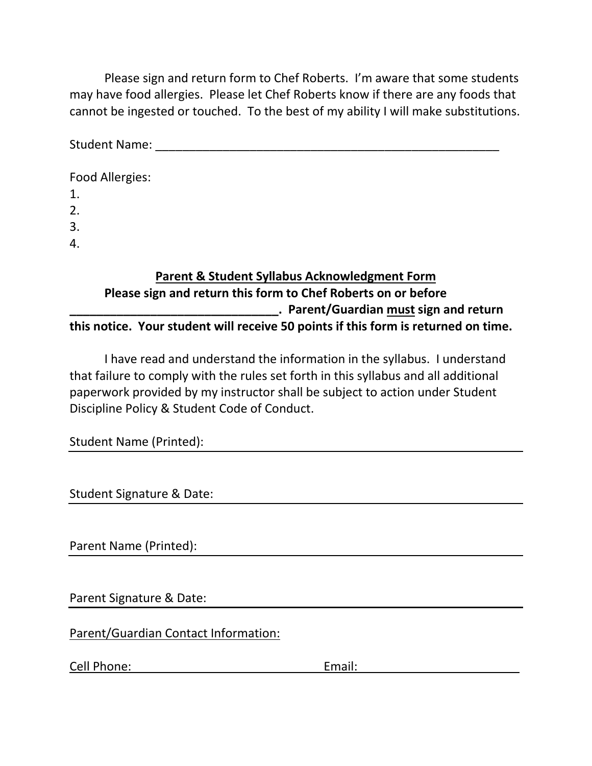Please sign and return form to Chef Roberts. I'm aware that some students may have food allergies. Please let Chef Roberts know if there are any foods that cannot be ingested or touched. To the best of my ability I will make substitutions.

Student Name: ______________________________________________________

Food Allergies:
1.
2.
3.
4.

## **Parent & Student Syllabus Acknowledgment Form**

**Please sign and return this form to Chef Roberts on or before \_\_\_\_\_\_\_\_\_\_\_\_\_\_\_\_\_\_\_\_\_\_\_\_\_\_\_\_\_\_\_\_. Parent/Guardian must sign and return this notice. Your student will receive 50 points if this form is returned on time.**

I have read and understand the information in the syllabus. I understand that failure to comply with the rules set forth in this syllabus and all additional paperwork provided by my instructor shall be subject to action under Student Discipline Policy & Student Code of Conduct.

Student Name (Printed): ______________________________________________

Student Signature & Date: ____________________________________________

Parent Name (Printed): _______________________________________________

Parent Signature & Date: _____________________________________________

Parent/Guardian Contact Information:

Cell Phone: ______________________________ Email: ________________________